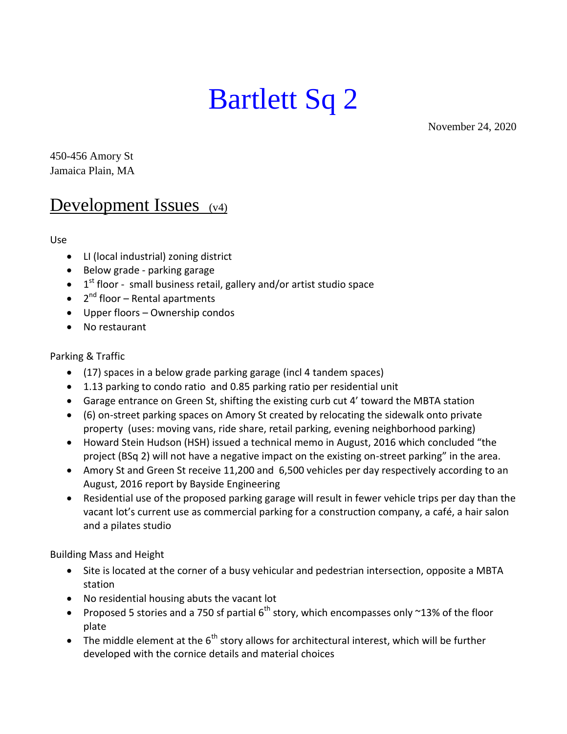# Bartlett Sq 2

November 24, 2020

450-456 Amory St
Jamaica Plain, MA

## Development Issues (v4)

Use

- LI (local industrial) zoning district
- Below grade - parking garage
- 1st floor - small business retail, gallery and/or artist studio space
- 2nd floor – Rental apartments
- Upper floors – Ownership condos
- No restaurant

Parking & Traffic

- (17) spaces in a below grade parking garage (incl 4 tandem spaces)
- 1.13 parking to condo ratio and 0.85 parking ratio per residential unit
- Garage entrance on Green St, shifting the existing curb cut 4' toward the MBTA station
- (6) on-street parking spaces on Amory St created by relocating the sidewalk onto private property (uses: moving vans, ride share, retail parking, evening neighborhood parking)
- Howard Stein Hudson (HSH) issued a technical memo in August, 2016 which concluded "the project (BSq 2) will not have a negative impact on the existing on-street parking" in the area.
- Amory St and Green St receive 11,200 and 6,500 vehicles per day respectively according to an August, 2016 report by Bayside Engineering
- Residential use of the proposed parking garage will result in fewer vehicle trips per day than the vacant lot's current use as commercial parking for a construction company, a café, a hair salon and a pilates studio

Building Mass and Height

- Site is located at the corner of a busy vehicular and pedestrian intersection, opposite a MBTA station
- No residential housing abuts the vacant lot
- Proposed 5 stories and a 750 sf partial 6th story, which encompasses only ~13% of the floor plate
- The middle element at the 6th story allows for architectural interest, which will be further developed with the cornice details and material choices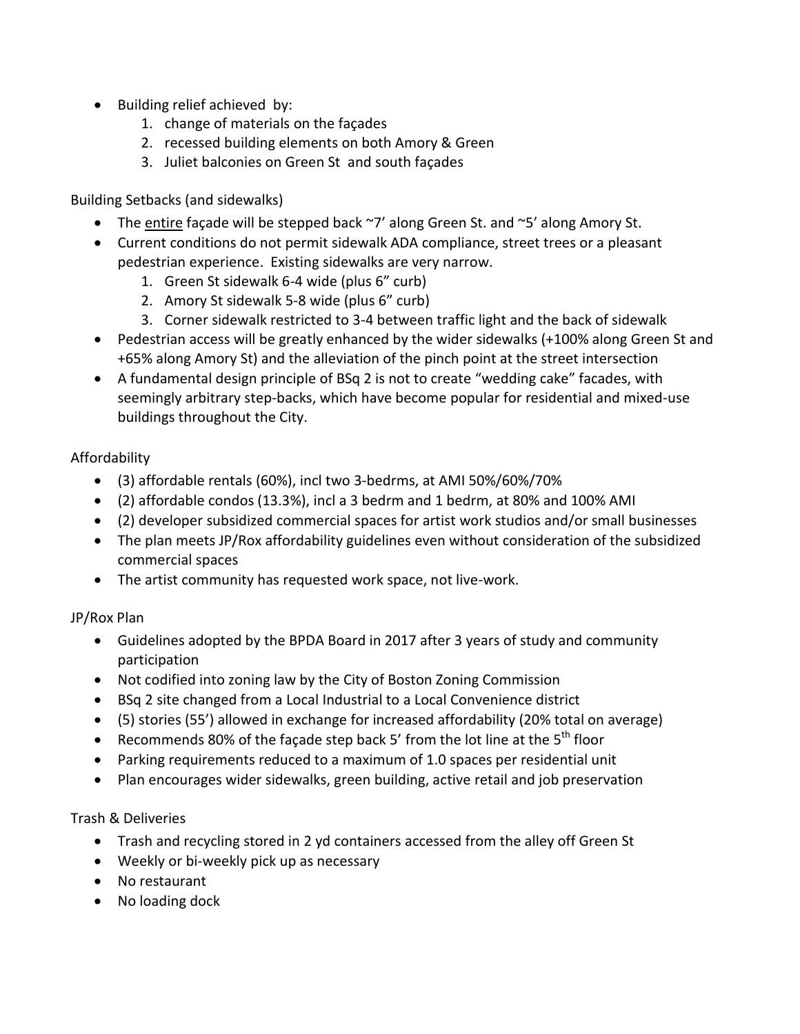- Building relief achieved by:
    1. change of materials on the façades
    2. recessed building elements on both Amory & Green
    3. Juliet balconies on Green St and south façades

Building Setbacks (and sidewalks)

- The entire façade will be stepped back ~7' along Green St. and ~5' along Amory St.
- Current conditions do not permit sidewalk ADA compliance, street trees or a pleasant pedestrian experience. Existing sidewalks are very narrow.
    1. Green St sidewalk 6-4 wide (plus 6" curb)
    2. Amory St sidewalk 5-8 wide (plus 6" curb)
    3. Corner sidewalk restricted to 3-4 between traffic light and the back of sidewalk
- Pedestrian access will be greatly enhanced by the wider sidewalks (+100% along Green St and +65% along Amory St) and the alleviation of the pinch point at the street intersection
- A fundamental design principle of BSq 2 is not to create "wedding cake" facades, with seemingly arbitrary step-backs, which have become popular for residential and mixed-use buildings throughout the City.

Affordability

- (3) affordable rentals (60%), incl two 3-bedrms, at AMI 50%/60%/70%
- (2) affordable condos (13.3%), incl a 3 bedrm and 1 bedrm, at 80% and 100% AMI
- (2) developer subsidized commercial spaces for artist work studios and/or small businesses
- The plan meets JP/Rox affordability guidelines even without consideration of the subsidized commercial spaces
- The artist community has requested work space, not live-work.

JP/Rox Plan

- Guidelines adopted by the BPDA Board in 2017 after 3 years of study and community participation
- Not codified into zoning law by the City of Boston Zoning Commission
- BSq 2 site changed from a Local Industrial to a Local Convenience district
- (5) stories (55') allowed in exchange for increased affordability (20% total on average)
- Recommends 80% of the façade step back 5' from the lot line at the 5th floor
- Parking requirements reduced to a maximum of 1.0 spaces per residential unit
- Plan encourages wider sidewalks, green building, active retail and job preservation

Trash & Deliveries

- Trash and recycling stored in 2 yd containers accessed from the alley off Green St
- Weekly or bi-weekly pick up as necessary
- No restaurant
- No loading dock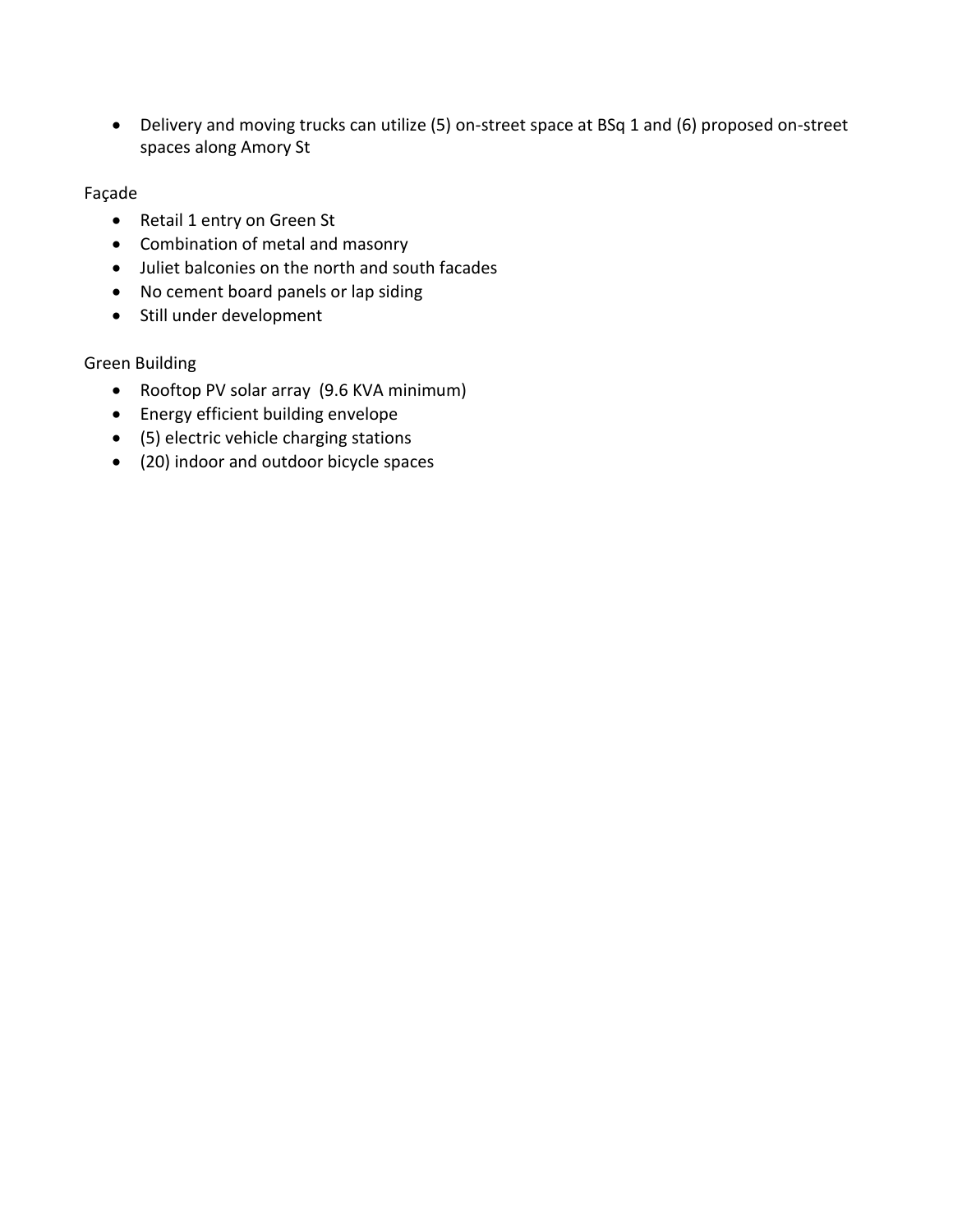- Delivery and moving trucks can utilize (5) on-street space at BSq 1 and (6) proposed on-street spaces along Amory St

Façade

- Retail 1 entry on Green St
- Combination of metal and masonry
- Juliet balconies on the north and south facades
- No cement board panels or lap siding
- Still under development

Green Building

- Rooftop PV solar array (9.6 KVA minimum)
- Energy efficient building envelope
- (5) electric vehicle charging stations
- (20) indoor and outdoor bicycle spaces